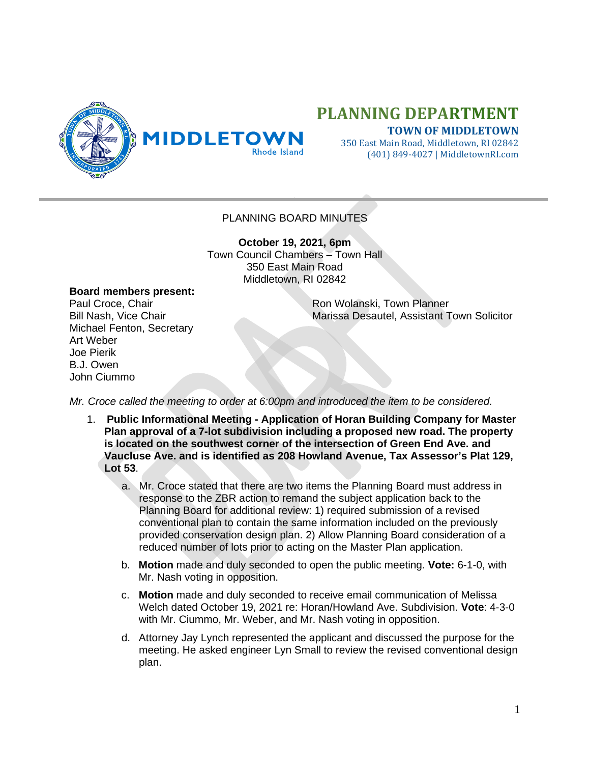# PLANNING DEPARTMENT

**TOWN OF MIDDLETOWN**
350 East Main Road, Middletown, RI 02842
(401) 849-4027 | MiddletownRI.com

---

PLANNING BOARD MINUTES

**October 19, 2021, 6pm**
Town Council Chambers – Town Hall
350 East Main Road
Middletown, RI 02842

**Board members present:**
Paul Croce, Chair
Bill Nash, Vice Chair
Michael Fenton, Secretary
Art Weber
Joe Pierik
B.J. Owen
John Ciummo

Ron Wolanski, Town Planner
Marissa Desautel, Assistant Town Solicitor

*Mr. Croce called the meeting to order at 6:00pm and introduced the item to be considered.*

1. **Public Informational Meeting - Application of Horan Building Company for Master Plan approval of a 7-lot subdivision including a proposed new road. The property is located on the southwest corner of the intersection of Green End Ave. and Vaucluse Ave. and is identified as 208 Howland Avenue, Tax Assessor's Plat 129, Lot 53**.
   a. Mr. Croce stated that there are two items the Planning Board must address in response to the ZBR action to remand the subject application back to the Planning Board for additional review: 1) required submission of a revised conventional plan to contain the same information included on the previously provided conservation design plan. 2) Allow Planning Board consideration of a reduced number of lots prior to acting on the Master Plan application.
   b. **Motion** made and duly seconded to open the public meeting. **Vote:** 6-1-0, with Mr. Nash voting in opposition.
   c. **Motion** made and duly seconded to receive email communication of Melissa Welch dated October 19, 2021 re: Horan/Howland Ave. Subdivision. **Vote**: 4-3-0 with Mr. Ciummo, Mr. Weber, and Mr. Nash voting in opposition.
   d. Attorney Jay Lynch represented the applicant and discussed the purpose for the meeting. He asked engineer Lyn Small to review the revised conventional design plan.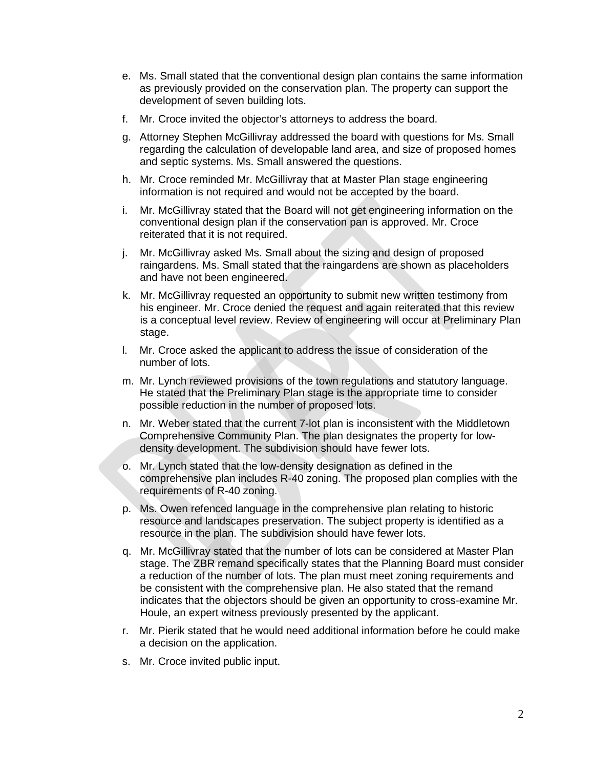e. Ms. Small stated that the conventional design plan contains the same information as previously provided on the conservation plan. The property can support the development of seven building lots.

f. Mr. Croce invited the objector's attorneys to address the board.

g. Attorney Stephen McGillivray addressed the board with questions for Ms. Small regarding the calculation of developable land area, and size of proposed homes and septic systems. Ms. Small answered the questions.

h. Mr. Croce reminded Mr. McGillivray that at Master Plan stage engineering information is not required and would not be accepted by the board.

i. Mr. McGillivray stated that the Board will not get engineering information on the conventional design plan if the conservation pan is approved. Mr. Croce reiterated that it is not required.

j. Mr. McGillivray asked Ms. Small about the sizing and design of proposed raingardens. Ms. Small stated that the raingardens are shown as placeholders and have not been engineered.

k. Mr. McGillivray requested an opportunity to submit new written testimony from his engineer. Mr. Croce denied the request and again reiterated that this review is a conceptual level review. Review of engineering will occur at Preliminary Plan stage.

l. Mr. Croce asked the applicant to address the issue of consideration of the number of lots.

m. Mr. Lynch reviewed provisions of the town regulations and statutory language. He stated that the Preliminary Plan stage is the appropriate time to consider possible reduction in the number of proposed lots.

n. Mr. Weber stated that the current 7-lot plan is inconsistent with the Middletown Comprehensive Community Plan. The plan designates the property for low-density development. The subdivision should have fewer lots.

o. Mr. Lynch stated that the low-density designation as defined in the comprehensive plan includes R-40 zoning. The proposed plan complies with the requirements of R-40 zoning.

p. Ms. Owen refenced language in the comprehensive plan relating to historic resource and landscapes preservation. The subject property is identified as a resource in the plan. The subdivision should have fewer lots.

q. Mr. McGillivray stated that the number of lots can be considered at Master Plan stage. The ZBR remand specifically states that the Planning Board must consider a reduction of the number of lots. The plan must meet zoning requirements and be consistent with the comprehensive plan. He also stated that the remand indicates that the objectors should be given an opportunity to cross-examine Mr. Houle, an expert witness previously presented by the applicant.

r. Mr. Pierik stated that he would need additional information before he could make a decision on the application.

s. Mr. Croce invited public input.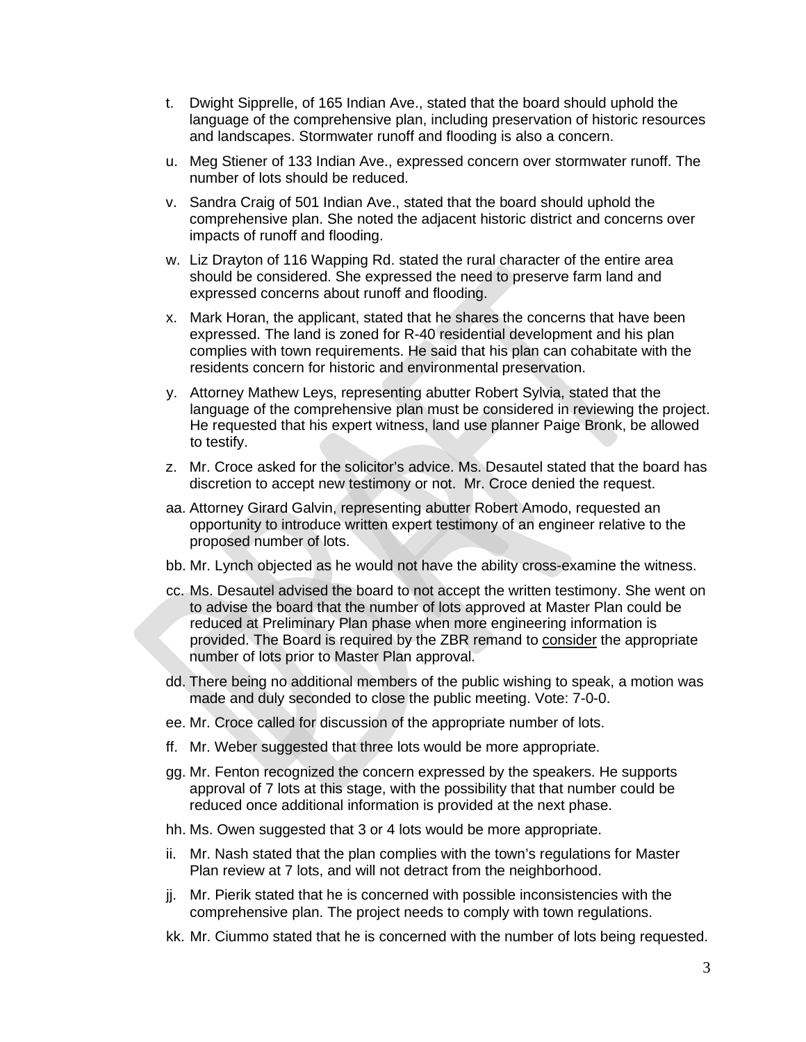t. Dwight Sipprelle, of 165 Indian Ave., stated that the board should uphold the language of the comprehensive plan, including preservation of historic resources and landscapes. Stormwater runoff and flooding is also a concern.

u. Meg Stiener of 133 Indian Ave., expressed concern over stormwater runoff. The number of lots should be reduced.

v. Sandra Craig of 501 Indian Ave., stated that the board should uphold the comprehensive plan. She noted the adjacent historic district and concerns over impacts of runoff and flooding.

w. Liz Drayton of 116 Wapping Rd. stated the rural character of the entire area should be considered. She expressed the need to preserve farm land and expressed concerns about runoff and flooding.

x. Mark Horan, the applicant, stated that he shares the concerns that have been expressed. The land is zoned for R-40 residential development and his plan complies with town requirements. He said that his plan can cohabitate with the residents concern for historic and environmental preservation.

y. Attorney Mathew Leys, representing abutter Robert Sylvia, stated that the language of the comprehensive plan must be considered in reviewing the project. He requested that his expert witness, land use planner Paige Bronk, be allowed to testify.

z. Mr. Croce asked for the solicitor's advice. Ms. Desautel stated that the board has discretion to accept new testimony or not. Mr. Croce denied the request.

aa. Attorney Girard Galvin, representing abutter Robert Amodo, requested an opportunity to introduce written expert testimony of an engineer relative to the proposed number of lots.

bb. Mr. Lynch objected as he would not have the ability cross-examine the witness.

cc. Ms. Desautel advised the board to not accept the written testimony. She went on to advise the board that the number of lots approved at Master Plan could be reduced at Preliminary Plan phase when more engineering information is provided. The Board is required by the ZBR remand to <u>consider</u> the appropriate number of lots prior to Master Plan approval.

dd. There being no additional members of the public wishing to speak, a motion was made and duly seconded to close the public meeting. Vote: 7-0-0.

ee. Mr. Croce called for discussion of the appropriate number of lots.

ff. Mr. Weber suggested that three lots would be more appropriate.

gg. Mr. Fenton recognized the concern expressed by the speakers. He supports approval of 7 lots at this stage, with the possibility that that number could be reduced once additional information is provided at the next phase.

hh. Ms. Owen suggested that 3 or 4 lots would be more appropriate.

ii. Mr. Nash stated that the plan complies with the town's regulations for Master Plan review at 7 lots, and will not detract from the neighborhood.

jj. Mr. Pierik stated that he is concerned with possible inconsistencies with the comprehensive plan. The project needs to comply with town regulations.

kk. Mr. Ciummo stated that he is concerned with the number of lots being requested.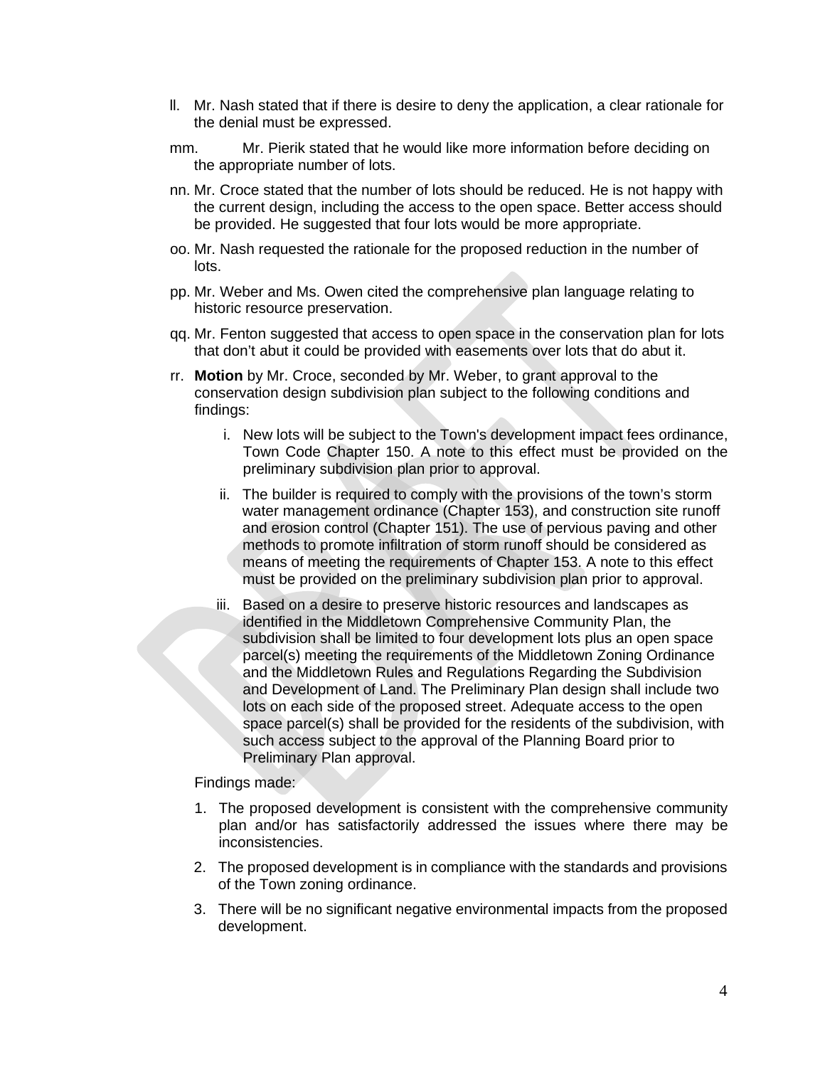ll. Mr. Nash stated that if there is desire to deny the application, a clear rationale for the denial must be expressed.

mm. Mr. Pierik stated that he would like more information before deciding on the appropriate number of lots.

nn. Mr. Croce stated that the number of lots should be reduced. He is not happy with the current design, including the access to the open space. Better access should be provided. He suggested that four lots would be more appropriate.

oo. Mr. Nash requested the rationale for the proposed reduction in the number of lots.

pp. Mr. Weber and Ms. Owen cited the comprehensive plan language relating to historic resource preservation.

qq. Mr. Fenton suggested that access to open space in the conservation plan for lots that don't abut it could be provided with easements over lots that do abut it.

rr. **Motion** by Mr. Croce, seconded by Mr. Weber, to grant approval to the conservation design subdivision plan subject to the following conditions and findings:

   i. New lots will be subject to the Town's development impact fees ordinance, Town Code Chapter 150. A note to this effect must be provided on the preliminary subdivision plan prior to approval.

   ii. The builder is required to comply with the provisions of the town's storm water management ordinance (Chapter 153), and construction site runoff and erosion control (Chapter 151). The use of pervious paving and other methods to promote infiltration of storm runoff should be considered as means of meeting the requirements of Chapter 153. A note to this effect must be provided on the preliminary subdivision plan prior to approval.

   iii. Based on a desire to preserve historic resources and landscapes as identified in the Middletown Comprehensive Community Plan, the subdivision shall be limited to four development lots plus an open space parcel(s) meeting the requirements of the Middletown Zoning Ordinance and the Middletown Rules and Regulations Regarding the Subdivision and Development of Land. The Preliminary Plan design shall include two lots on each side of the proposed street. Adequate access to the open space parcel(s) shall be provided for the residents of the subdivision, with such access subject to the approval of the Planning Board prior to Preliminary Plan approval.

   Findings made:

   1. The proposed development is consistent with the comprehensive community plan and/or has satisfactorily addressed the issues where there may be inconsistencies.

   2. The proposed development is in compliance with the standards and provisions of the Town zoning ordinance.

   3. There will be no significant negative environmental impacts from the proposed development.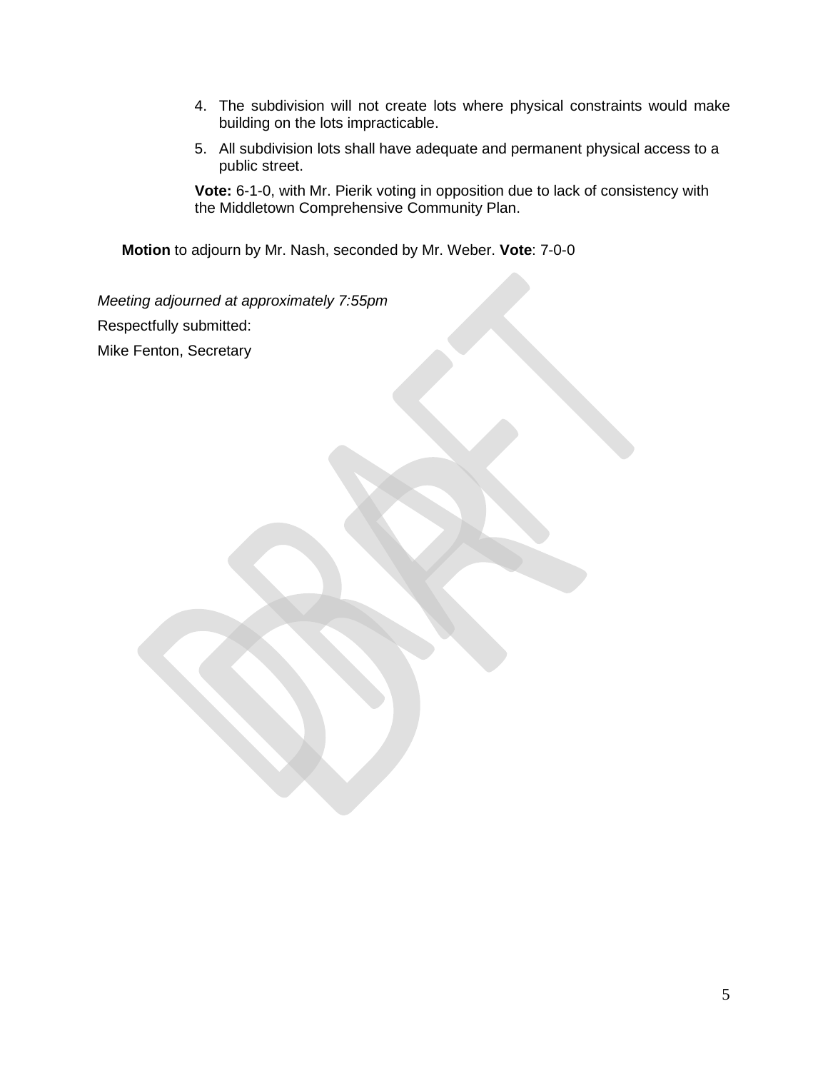4. The subdivision will not create lots where physical constraints would make building on the lots impracticable.
5. All subdivision lots shall have adequate and permanent physical access to a public street.

**Vote:** 6-1-0, with Mr. Pierik voting in opposition due to lack of consistency with the Middletown Comprehensive Community Plan.

**Motion** to adjourn by Mr. Nash, seconded by Mr. Weber. **Vote**: 7-0-0

*Meeting adjourned at approximately 7:55pm*

Respectfully submitted:

Mike Fenton, Secretary